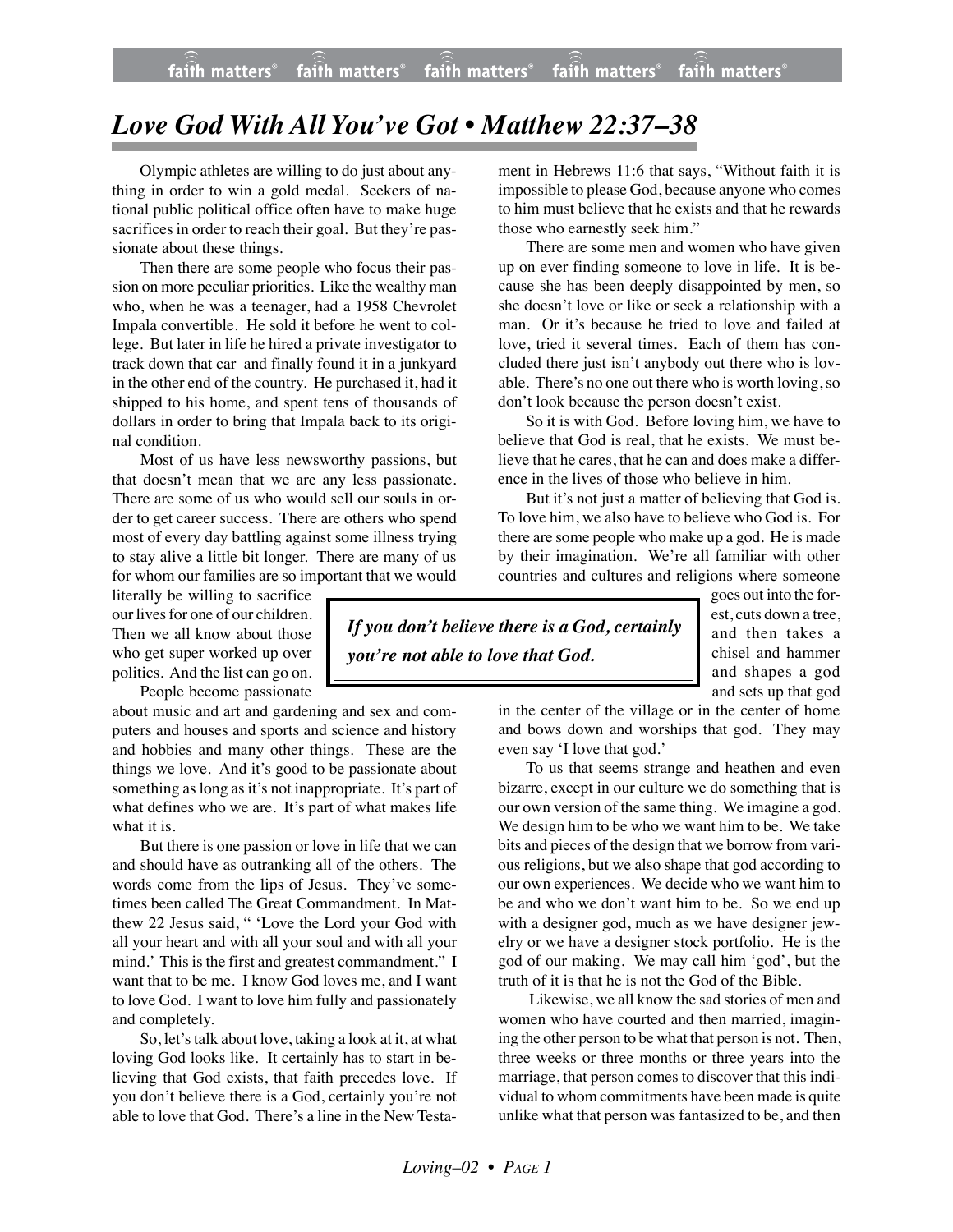# Love God With All You've Got • Matthew 22:37–38

Olympic athletes are willing to do just about anything in order to win a gold medal. Seekers of national public political office often have to make huge sacrifices in order to reach their goal. But they're passionate about these things.

Then there are some people who focus their passion on more peculiar priorities. Like the wealthy man who, when he was a teenager, had a 1958 Chevrolet Impala convertible. He sold it before he went to college. But later in life he hired a private investigator to track down that car and finally found it in a junkyard in the other end of the country. He purchased it, had it shipped to his home, and spent tens of thousands of dollars in order to bring that Impala back to its original condition.

Most of us have less newsworthy passions, but that doesn't mean that we are any less passionate. There are some of us who would sell our souls in order to get career success. There are others who spend most of every day battling against some illness trying to stay alive a little bit longer. There are many of us for whom our families are so important that we would literally be willing to sacrifice our lives for one of our children. Then we all know about those who get super worked up over politics. And the list can go on.

People become passionate about music and art and gardening and sex and computers and houses and sports and science and history and hobbies and many other things. These are the things we love. And it's good to be passionate about something as long as it's not inappropriate. It's part of what defines who we are. It's part of what makes life what it is.

But there is one passion or love in life that we can and should have as outranking all of the others. The words come from the lips of Jesus. They've sometimes been called The Great Commandment. In Matthew 22 Jesus said, " 'Love the Lord your God with all your heart and with all your soul and with all your mind.' This is the first and greatest commandment." I want that to be me. I know God loves me, and I want to love God. I want to love him fully and passionately and completely.

So, let's talk about love, taking a look at it, at what loving God looks like. It certainly has to start in believing that God exists, that faith precedes love. If you don't believe there is a God, certainly you're not able to love that God. There's a line in the New Testament in Hebrews 11:6 that says, "Without faith it is impossible to please God, because anyone who comes to him must believe that he exists and that he rewards those who earnestly seek him."

> ***If you don't believe there is a God, certainly you're not able to love that God.***

There are some men and women who have given up on ever finding someone to love in life. It is because she has been deeply disappointed by men, so she doesn't love or like or seek a relationship with a man. Or it's because he tried to love and failed at love, tried it several times. Each of them has concluded there just isn't anybody out there who is lovable. There's no one out there who is worth loving, so don't look because the person doesn't exist.

So it is with God. Before loving him, we have to believe that God is real, that he exists. We must believe that he cares, that he can and does make a difference in the lives of those who believe in him.

But it's not just a matter of believing that God is. To love him, we also have to believe who God is. For there are some people who make up a god. He is made by their imagination. We're all familiar with other countries and cultures and religions where someone goes out into the forest, cuts down a tree, and then takes a chisel and hammer and shapes a god and sets up that god in the center of the village or in the center of home and bows down and worships that god. They may even say 'I love that god.'

To us that seems strange and heathen and even bizarre, except in our culture we do something that is our own version of the same thing. We imagine a god. We design him to be who we want him to be. We take bits and pieces of the design that we borrow from various religions, but we also shape that god according to our own experiences. We decide who we want him to be and who we don't want him to be. So we end up with a designer god, much as we have designer jewelry or we have a designer stock portfolio. He is the god of our making. We may call him 'god', but the truth of it is that he is not the God of the Bible.

Likewise, we all know the sad stories of men and women who have courted and then married, imagining the other person to be what that person is not. Then, three weeks or three months or three years into the marriage, that person comes to discover that this individual to whom commitments have been made is quite unlike what that person was fantasized to be, and then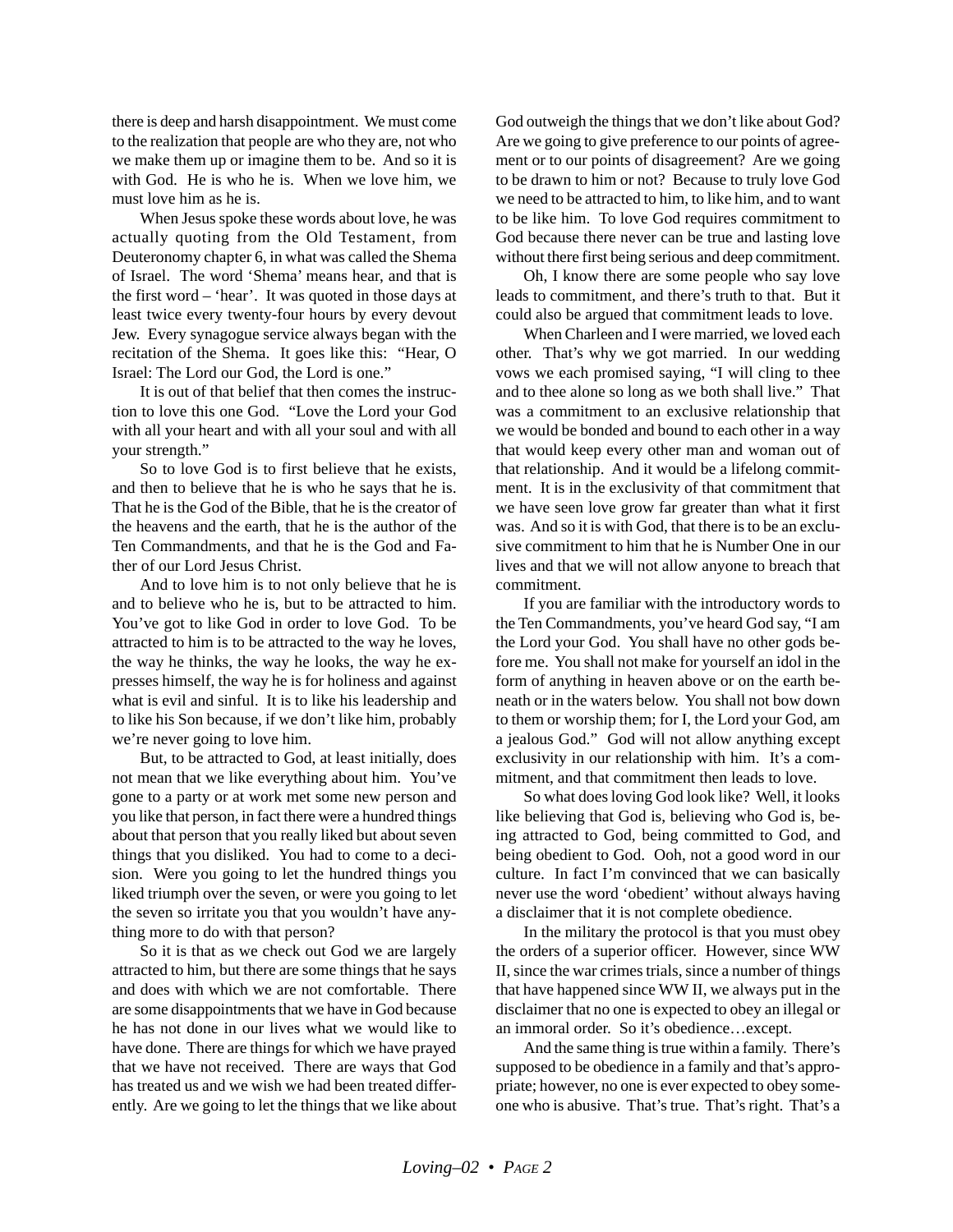there is deep and harsh disappointment. We must come to the realization that people are who they are, not who we make them up or imagine them to be. And so it is with God. He is who he is. When we love him, we must love him as he is.

When Jesus spoke these words about love, he was actually quoting from the Old Testament, from Deuteronomy chapter 6, in what was called the Shema of Israel. The word 'Shema' means hear, and that is the first word – 'hear'. It was quoted in those days at least twice every twenty-four hours by every devout Jew. Every synagogue service always began with the recitation of the Shema. It goes like this: "Hear, O Israel: The Lord our God, the Lord is one."

It is out of that belief that then comes the instruction to love this one God. "Love the Lord your God with all your heart and with all your soul and with all your strength."

So to love God is to first believe that he exists, and then to believe that he is who he says that he is. That he is the God of the Bible, that he is the creator of the heavens and the earth, that he is the author of the Ten Commandments, and that he is the God and Father of our Lord Jesus Christ.

And to love him is to not only believe that he is and to believe who he is, but to be attracted to him. You've got to like God in order to love God. To be attracted to him is to be attracted to the way he loves, the way he thinks, the way he looks, the way he expresses himself, the way he is for holiness and against what is evil and sinful. It is to like his leadership and to like his Son because, if we don't like him, probably we're never going to love him.

But, to be attracted to God, at least initially, does not mean that we like everything about him. You've gone to a party or at work met some new person and you like that person, in fact there were a hundred things about that person that you really liked but about seven things that you disliked. You had to come to a decision. Were you going to let the hundred things you liked triumph over the seven, or were you going to let the seven so irritate you that you wouldn't have anything more to do with that person?

So it is that as we check out God we are largely attracted to him, but there are some things that he says and does with which we are not comfortable. There are some disappointments that we have in God because he has not done in our lives what we would like to have done. There are things for which we have prayed that we have not received. There are ways that God has treated us and we wish we had been treated differently. Are we going to let the things that we like about God outweigh the things that we don't like about God? Are we going to give preference to our points of agreement or to our points of disagreement? Are we going to be drawn to him or not? Because to truly love God we need to be attracted to him, to like him, and to want to be like him. To love God requires commitment to God because there never can be true and lasting love without there first being serious and deep commitment.

Oh, I know there are some people who say love leads to commitment, and there's truth to that. But it could also be argued that commitment leads to love.

When Charleen and I were married, we loved each other. That's why we got married. In our wedding vows we each promised saying, "I will cling to thee and to thee alone so long as we both shall live." That was a commitment to an exclusive relationship that we would be bonded and bound to each other in a way that would keep every other man and woman out of that relationship. And it would be a lifelong commitment. It is in the exclusivity of that commitment that we have seen love grow far greater than what it first was. And so it is with God, that there is to be an exclusive commitment to him that he is Number One in our lives and that we will not allow anyone to breach that commitment.

If you are familiar with the introductory words to the Ten Commandments, you've heard God say, "I am the Lord your God. You shall have no other gods before me. You shall not make for yourself an idol in the form of anything in heaven above or on the earth beneath or in the waters below. You shall not bow down to them or worship them; for I, the Lord your God, am a jealous God." God will not allow anything except exclusivity in our relationship with him. It's a commitment, and that commitment then leads to love.

So what does loving God look like? Well, it looks like believing that God is, believing who God is, being attracted to God, being committed to God, and being obedient to God. Ooh, not a good word in our culture. In fact I'm convinced that we can basically never use the word 'obedient' without always having a disclaimer that it is not complete obedience.

In the military the protocol is that you must obey the orders of a superior officer. However, since WW II, since the war crimes trials, since a number of things that have happened since WW II, we always put in the disclaimer that no one is expected to obey an illegal or an immoral order. So it's obedience…except.

And the same thing is true within a family. There's supposed to be obedience in a family and that's appropriate; however, no one is ever expected to obey someone who is abusive. That's true. That's right. That's a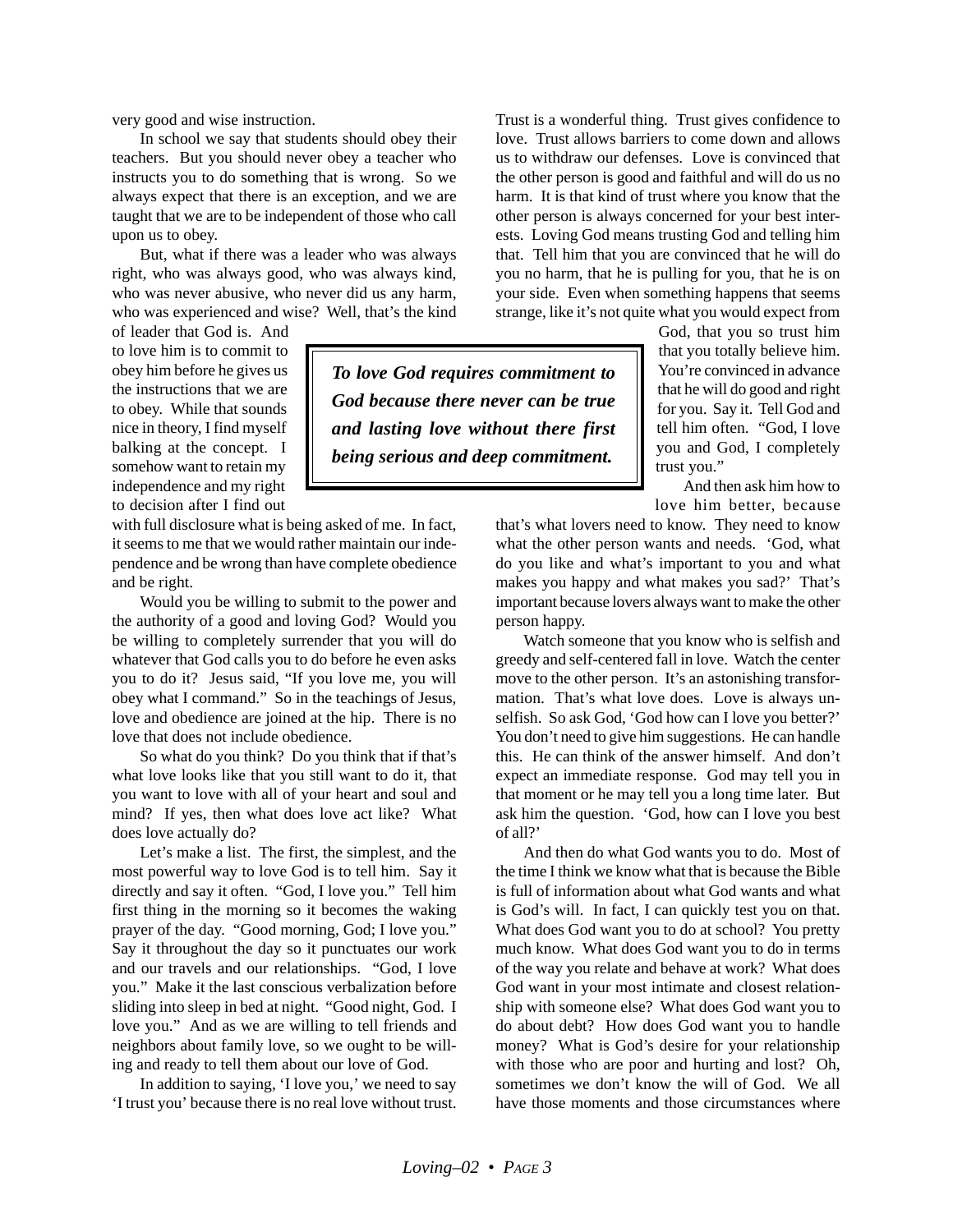very good and wise instruction.

In school we say that students should obey their teachers. But you should never obey a teacher who instructs you to do something that is wrong. So we always expect that there is an exception, and we are taught that we are to be independent of those who call upon us to obey.

But, what if there was a leader who was always right, who was always good, who was always kind, who was never abusive, who never did us any harm, who was experienced and wise? Well, that's the kind of leader that God is. And to love him is to commit to obey him before he gives us the instructions that we are to obey. While that sounds nice in theory, I find myself balking at the concept. I somehow want to retain my independence and my right to decision after I find out with full disclosure what is being asked of me. In fact, it seems to me that we would rather maintain our independence and be wrong than have complete obedience and be right.

> ***To love God requires commitment to God because there never can be true and lasting love without there first being serious and deep commitment.***

Would you be willing to submit to the power and the authority of a good and loving God? Would you be willing to completely surrender that you will do whatever that God calls you to do before he even asks you to do it? Jesus said, "If you love me, you will obey what I command." So in the teachings of Jesus, love and obedience are joined at the hip. There is no love that does not include obedience.

So what do you think? Do you think that if that's what love looks like that you still want to do it, that you want to love with all of your heart and soul and mind? If yes, then what does love act like? What does love actually do?

Let's make a list. The first, the simplest, and the most powerful way to love God is to tell him. Say it directly and say it often. "God, I love you." Tell him first thing in the morning so it becomes the waking prayer of the day. "Good morning, God; I love you." Say it throughout the day so it punctuates our work and our travels and our relationships. "God, I love you." Make it the last conscious verbalization before sliding into sleep in bed at night. "Good night, God. I love you." And as we are willing to tell friends and neighbors about family love, so we ought to be willing and ready to tell them about our love of God.

In addition to saying, 'I love you,' we need to say 'I trust you' because there is no real love without trust. Trust is a wonderful thing. Trust gives confidence to love. Trust allows barriers to come down and allows us to withdraw our defenses. Love is convinced that the other person is good and faithful and will do us no harm. It is that kind of trust where you know that the other person is always concerned for your best interests. Loving God means trusting God and telling him that. Tell him that you are convinced that he will do you no harm, that he is pulling for you, that he is on your side. Even when something happens that seems strange, like it's not quite what you would expect from God, that you so trust him that you totally believe him. You're convinced in advance that he will do good and right for you. Say it. Tell God and tell him often. "God, I love you and God, I completely trust you."

And then ask him how to love him better, because that's what lovers need to know. They need to know what the other person wants and needs. 'God, what do you like and what's important to you and what makes you happy and what makes you sad?' That's important because lovers always want to make the other person happy.

Watch someone that you know who is selfish and greedy and self-centered fall in love. Watch the center move to the other person. It's an astonishing transformation. That's what love does. Love is always unselfish. So ask God, 'God how can I love you better?' You don't need to give him suggestions. He can handle this. He can think of the answer himself. And don't expect an immediate response. God may tell you in that moment or he may tell you a long time later. But ask him the question. 'God, how can I love you best of all?'

And then do what God wants you to do. Most of the time I think we know what that is because the Bible is full of information about what God wants and what is God's will. In fact, I can quickly test you on that. What does God want you to do at school? You pretty much know. What does God want you to do in terms of the way you relate and behave at work? What does God want in your most intimate and closest relationship with someone else? What does God want you to do about debt? How does God want you to handle money? What is God's desire for your relationship with those who are poor and hurting and lost? Oh, sometimes we don't know the will of God. We all have those moments and those circumstances where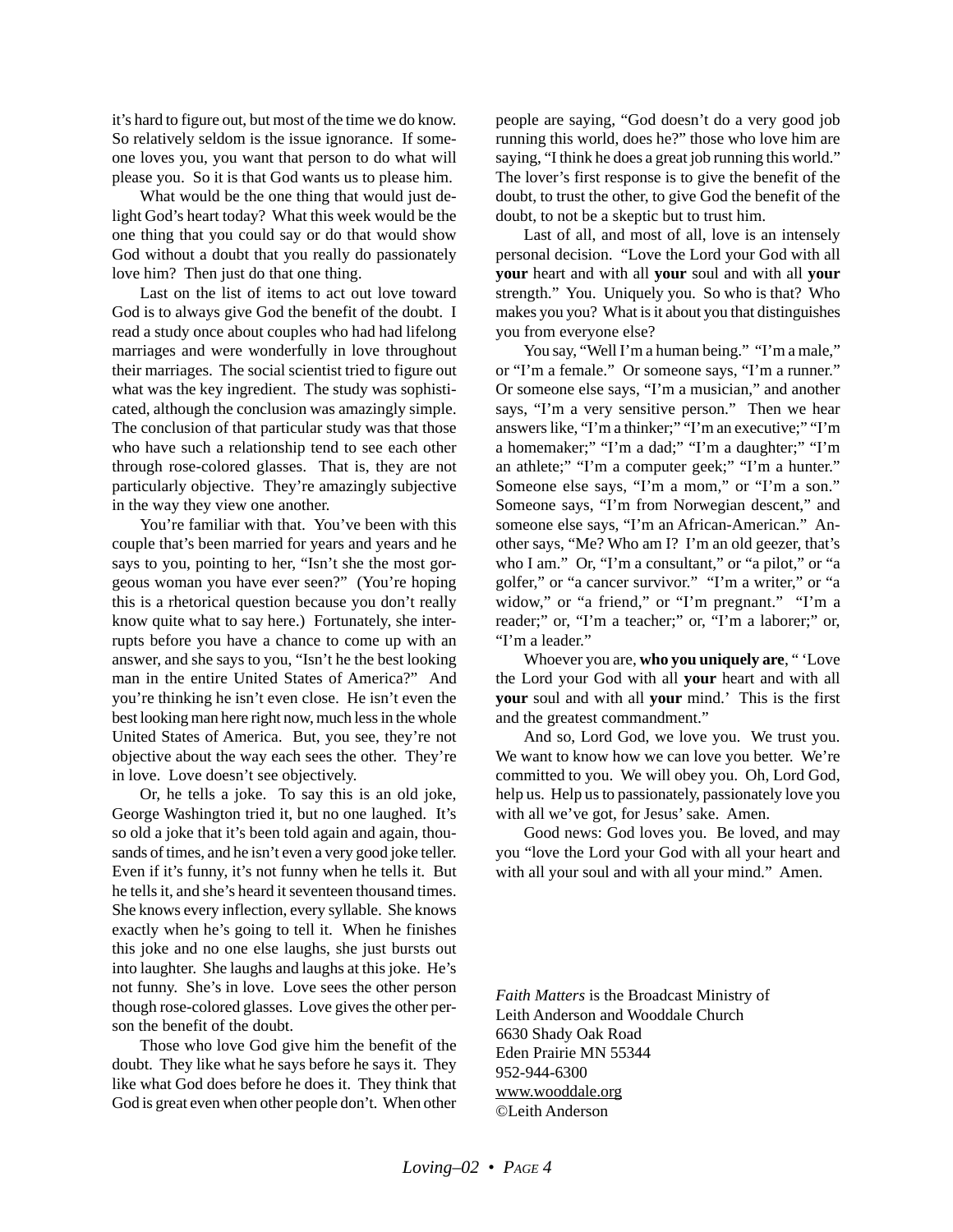it's hard to figure out, but most of the time we do know. So relatively seldom is the issue ignorance. If someone loves you, you want that person to do what will please you. So it is that God wants us to please him.

What would be the one thing that would just delight God's heart today? What this week would be the one thing that you could say or do that would show God without a doubt that you really do passionately love him? Then just do that one thing.

Last on the list of items to act out love toward God is to always give God the benefit of the doubt. I read a study once about couples who had had lifelong marriages and were wonderfully in love throughout their marriages. The social scientist tried to figure out what was the key ingredient. The study was sophisticated, although the conclusion was amazingly simple. The conclusion of that particular study was that those who have such a relationship tend to see each other through rose-colored glasses. That is, they are not particularly objective. They're amazingly subjective in the way they view one another.

You're familiar with that. You've been with this couple that's been married for years and years and he says to you, pointing to her, "Isn't she the most gorgeous woman you have ever seen?" (You're hoping this is a rhetorical question because you don't really know quite what to say here.) Fortunately, she interrupts before you have a chance to come up with an answer, and she says to you, "Isn't he the best looking man in the entire United States of America?" And you're thinking he isn't even close. He isn't even the best looking man here right now, much less in the whole United States of America. But, you see, they're not objective about the way each sees the other. They're in love. Love doesn't see objectively.

Or, he tells a joke. To say this is an old joke, George Washington tried it, but no one laughed. It's so old a joke that it's been told again and again, thousands of times, and he isn't even a very good joke teller. Even if it's funny, it's not funny when he tells it. But he tells it, and she's heard it seventeen thousand times. She knows every inflection, every syllable. She knows exactly when he's going to tell it. When he finishes this joke and no one else laughs, she just bursts out into laughter. She laughs and laughs at this joke. He's not funny. She's in love. Love sees the other person though rose-colored glasses. Love gives the other person the benefit of the doubt.

Those who love God give him the benefit of the doubt. They like what he says before he says it. They like what God does before he does it. They think that God is great even when other people don't. When other people are saying, "God doesn't do a very good job running this world, does he?" those who love him are saying, "I think he does a great job running this world." The lover's first response is to give the benefit of the doubt, to trust the other, to give God the benefit of the doubt, to not be a skeptic but to trust him.

Last of all, and most of all, love is an intensely personal decision. "Love the Lord your God with all **your** heart and with all **your** soul and with all **your** strength." You. Uniquely you. So who is that? Who makes you you? What is it about you that distinguishes you from everyone else?

You say, "Well I'm a human being." "I'm a male," or "I'm a female." Or someone says, "I'm a runner." Or someone else says, "I'm a musician," and another says, "I'm a very sensitive person." Then we hear answers like, "I'm a thinker;" "I'm an executive;" "I'm a homemaker;" "I'm a dad;" "I'm a daughter;" "I'm an athlete;" "I'm a computer geek;" "I'm a hunter." Someone else says, "I'm a mom," or "I'm a son." Someone says, "I'm from Norwegian descent," and someone else says, "I'm an African-American." Another says, "Me? Who am I? I'm an old geezer, that's who I am." Or, "I'm a consultant," or "a pilot," or "a golfer," or "a cancer survivor." "I'm a writer," or "a widow," or "a friend," or "I'm pregnant." "I'm a reader;" or, "I'm a teacher;" or, "I'm a laborer;" or, "I'm a leader."

Whoever you are, **who you uniquely are**, " 'Love the Lord your God with all **your** heart and with all **your** soul and with all **your** mind.' This is the first and the greatest commandment."

And so, Lord God, we love you. We trust you. We want to know how we can love you better. We're committed to you. We will obey you. Oh, Lord God, help us. Help us to passionately, passionately love you with all we've got, for Jesus' sake. Amen.

Good news: God loves you. Be loved, and may you "love the Lord your God with all your heart and with all your soul and with all your mind." Amen.

*Faith Matters* is the Broadcast Ministry of
Leith Anderson and Wooddale Church
6630 Shady Oak Road
Eden Prairie MN 55344
952-944-6300
www.wooddale.org
©Leith Anderson